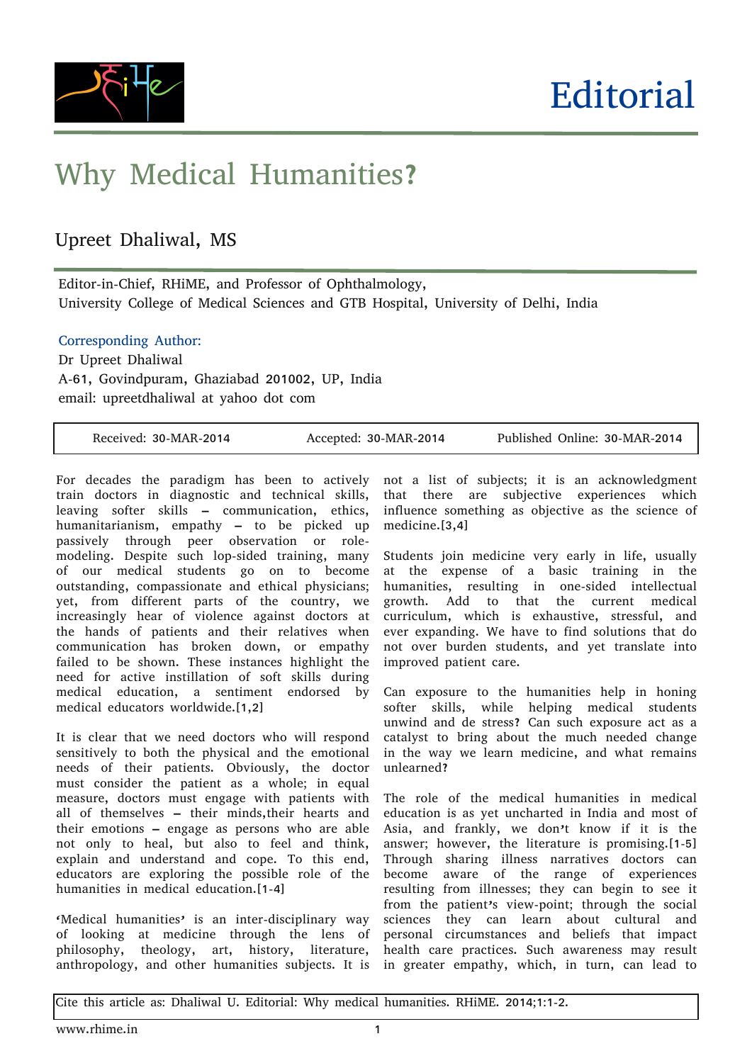Editorial

# Why Medical Humanities?

Upreet Dhaliwal, MS

Editor-in-Chief, RHiME, and Professor of Ophthalmology,
University College of Medical Sciences and GTB Hospital, University of Delhi, India

Corresponding Author:
Dr Upreet Dhaliwal
A-61, Govindpuram, Ghaziabad 201002, UP, India
email: upreetdhaliwal at yahoo dot com

| Received: 30-MAR-2014 | Accepted: 30-MAR-2014 | Published Online: 30-MAR-2014 |
|---|---|---|

For decades the paradigm has been to actively train doctors in diagnostic and technical skills, leaving softer skills – communication, ethics, humanitarianism, empathy – to be picked up passively through peer observation or role-modeling. Despite such lop-sided training, many of our medical students go on to become outstanding, compassionate and ethical physicians; yet, from different parts of the country, we increasingly hear of violence against doctors at the hands of patients and their relatives when communication has broken down, or empathy failed to be shown. These instances highlight the need for active instillation of soft skills during medical education, a sentiment endorsed by medical educators worldwide.[1,2]

It is clear that we need doctors who will respond sensitively to both the physical and the emotional needs of their patients. Obviously, the doctor must consider the patient as a whole; in equal measure, doctors must engage with patients with all of themselves – their minds, their hearts and their emotions – engage as persons who are able not only to heal, but also to feel and think, explain and understand and cope. To this end, educators are exploring the possible role of the humanities in medical education.[1-4]

'Medical humanities' is an inter-disciplinary way of looking at medicine through the lens of philosophy, theology, art, history, literature, anthropology, and other humanities subjects. It is not a list of subjects; it is an acknowledgment that there are subjective experiences which influence something as objective as the science of medicine.[3,4]

Students join medicine very early in life, usually at the expense of a basic training in the humanities, resulting in one-sided intellectual growth. Add to that the current medical curriculum, which is exhaustive, stressful, and ever expanding. We have to find solutions that do not over burden students, and yet translate into improved patient care.

Can exposure to the humanities help in honing softer skills, while helping medical students unwind and de stress? Can such exposure act as a catalyst to bring about the much needed change in the way we learn medicine, and what remains unlearned?

The role of the medical humanities in medical education is as yet uncharted in India and most of Asia, and frankly, we don't know if it is the answer; however, the literature is promising.[1-5] Through sharing illness narratives doctors can become aware of the range of experiences resulting from illnesses; they can begin to see it from the patient's view-point; through the social sciences they can learn about cultural and personal circumstances and beliefs that impact health care practices. Such awareness may result in greater empathy, which, in turn, can lead to

Cite this article as: Dhaliwal U. Editorial: Why medical humanities. RHiME. 2014;1:1-2.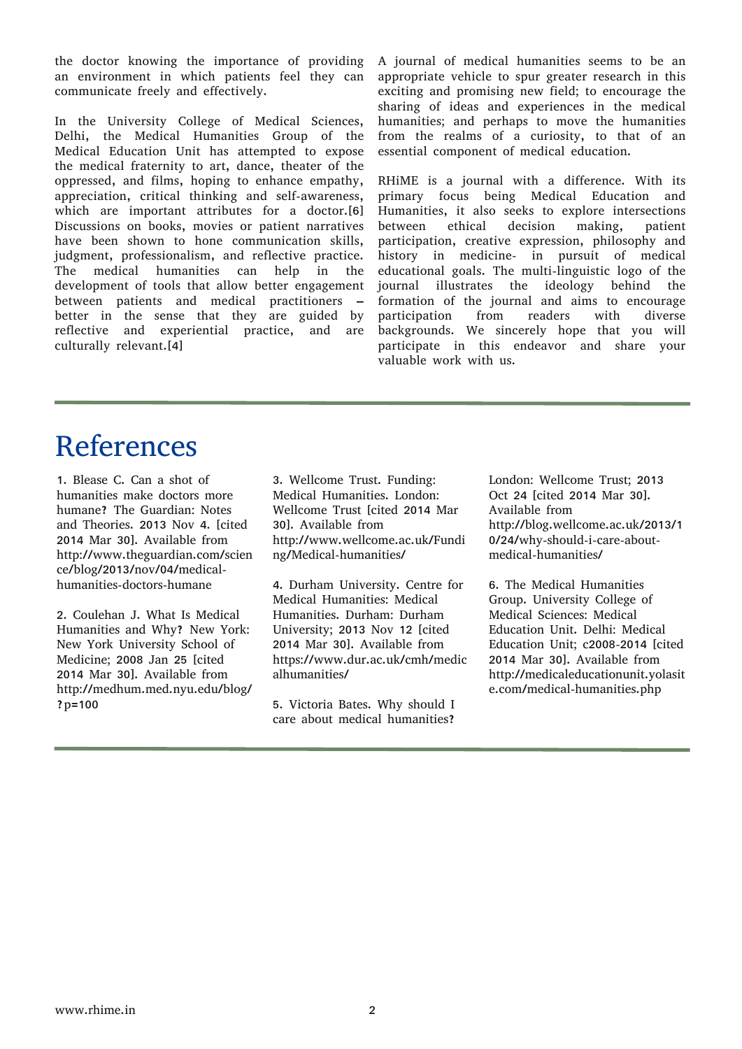the doctor knowing the importance of providing an environment in which patients feel they can communicate freely and effectively.

In the University College of Medical Sciences, Delhi, the Medical Humanities Group of the Medical Education Unit has attempted to expose the medical fraternity to art, dance, theater of the oppressed, and films, hoping to enhance empathy, appreciation, critical thinking and self-awareness, which are important attributes for a doctor.[6] Discussions on books, movies or patient narratives have been shown to hone communication skills, judgment, professionalism, and reflective practice. The medical humanities can help in the development of tools that allow better engagement between patients and medical practitioners – better in the sense that they are guided by reflective and experiential practice, and are culturally relevant.[4]

A journal of medical humanities seems to be an appropriate vehicle to spur greater research in this exciting and promising new field; to encourage the sharing of ideas and experiences in the medical humanities; and perhaps to move the humanities from the realms of a curiosity, to that of an essential component of medical education.

RHiME is a journal with a difference. With its primary focus being Medical Education and Humanities, it also seeks to explore intersections between ethical decision making, patient participation, creative expression, philosophy and history in medicine- in pursuit of medical educational goals. The multi-linguistic logo of the journal illustrates the ideology behind the formation of the journal and aims to encourage participation from readers with diverse backgrounds. We sincerely hope that you will participate in this endeavor and share your valuable work with us.

# References

1. Blease C. Can a shot of humanities make doctors more humane? The Guardian: Notes and Theories. 2013 Nov 4. [cited 2014 Mar 30]. Available from http://www.theguardian.com/science/blog/2013/nov/04/medical-humanities-doctors-humane

2. Coulehan J. What Is Medical Humanities and Why? New York: New York University School of Medicine; 2008 Jan 25 [cited 2014 Mar 30]. Available from http://medhum.med.nyu.edu/blog/?p=100

3. Wellcome Trust. Funding: Medical Humanities. London: Wellcome Trust [cited 2014 Mar 30]. Available from http://www.wellcome.ac.uk/Funding/Medical-humanities/

4. Durham University. Centre for Medical Humanities: Medical Humanities. Durham: Durham University; 2013 Nov 12 [cited 2014 Mar 30]. Available from https://www.dur.ac.uk/cmh/medicalhumanities/

5. Victoria Bates. Why should I care about medical humanities? London: Wellcome Trust; 2013 Oct 24 [cited 2014 Mar 30]. Available from http://blog.wellcome.ac.uk/2013/10/24/why-should-i-care-about-medical-humanities/

6. The Medical Humanities Group. University College of Medical Sciences: Medical Education Unit. Delhi: Medical Education Unit; c2008-2014 [cited 2014 Mar 30]. Available from http://medicaleducationunit.yolasite.com/medical-humanities.php